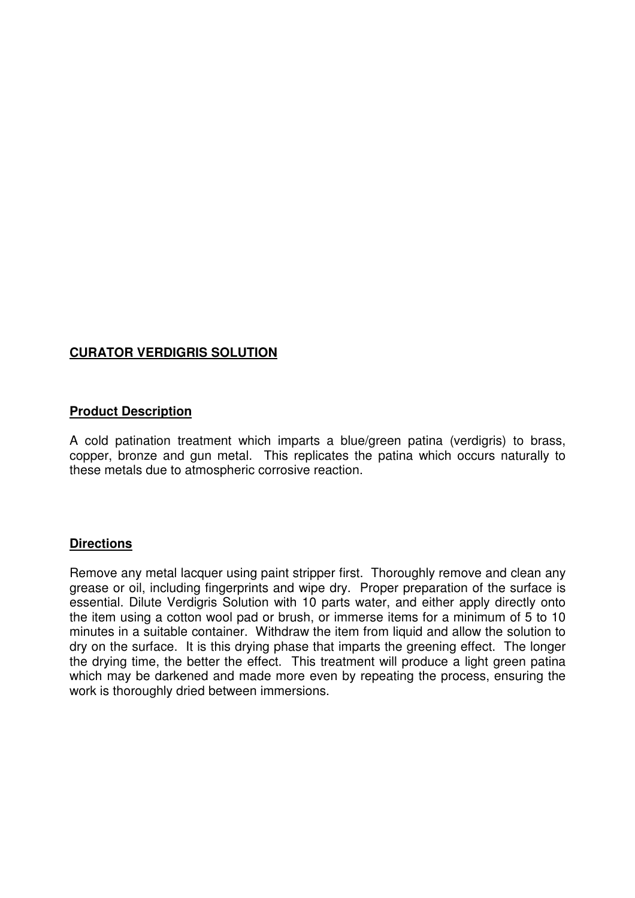# **CURATOR VERDIGRIS SOLUTION**

## **Product Description**

A cold patination treatment which imparts a blue/green patina (verdigris) to brass, copper, bronze and gun metal. This replicates the patina which occurs naturally to these metals due to atmospheric corrosive reaction.

## **Directions**

Remove any metal lacquer using paint stripper first. Thoroughly remove and clean any grease or oil, including fingerprints and wipe dry. Proper preparation of the surface is essential. Dilute Verdigris Solution with 10 parts water, and either apply directly onto the item using a cotton wool pad or brush, or immerse items for a minimum of 5 to 10 minutes in a suitable container. Withdraw the item from liquid and allow the solution to dry on the surface. It is this drying phase that imparts the greening effect. The longer the drying time, the better the effect. This treatment will produce a light green patina which may be darkened and made more even by repeating the process, ensuring the work is thoroughly dried between immersions.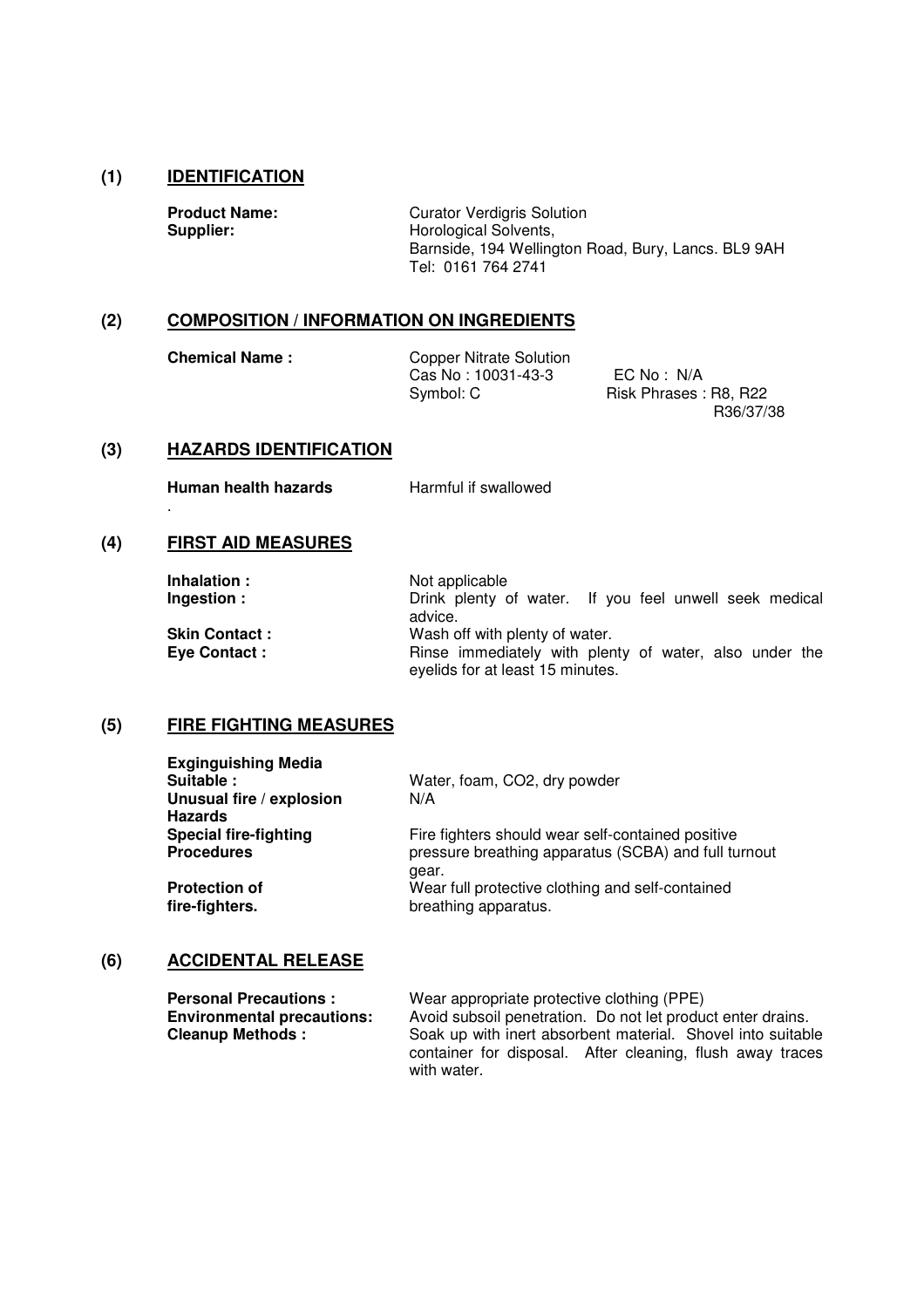## (1) IDENTIFICATION

**Product Name:** Curator Verdigris Solution

**Supplier:** Horological Solvents, Barnside, 194 Wellington Road, Bury, Lancs. BL9 9AH Tel: 0161 764 2741

## (2) COMPOSITION / INFORMATION ON INGREDIENTS

**Chemical Name :** Copper Nitrate Solution

Cas No : 10031-43-3 EC No : N/A

Symbol: C Risk Phrases : R8, R22 R36/37/38

## (3) HAZARDS IDENTIFICATION

**Human health hazards** Harmful if swallowed

.

## (4) FIRST AID MEASURES

**Inhalation :** Not applicable

**Ingestion :** Drink plenty of water. If you feel unwell seek medical advice.

**Skin Contact :** Wash off with plenty of water.

**Eye Contact :** Rinse immediately with plenty of water, also under the eyelids for at least 15 minutes.

## (5) FIRE FIGHTING MEASURES

**Exginguishing Media**

**Suitable :** Water, foam, CO2, dry powder

**Unusual fire / explosion Hazards** N/A

**Special fire-fighting Procedures** Fire fighters should wear self-contained positive pressure breathing apparatus (SCBA) and full turnout gear.

**Protection of fire-fighters.** Wear full protective clothing and self-contained breathing apparatus.

## (6) ACCIDENTAL RELEASE

**Personal Precautions :** Wear appropriate protective clothing (PPE)

**Environmental precautions:** Avoid subsoil penetration. Do not let product enter drains.

**Cleanup Methods :** Soak up with inert absorbent material. Shovel into suitable container for disposal. After cleaning, flush away traces with water.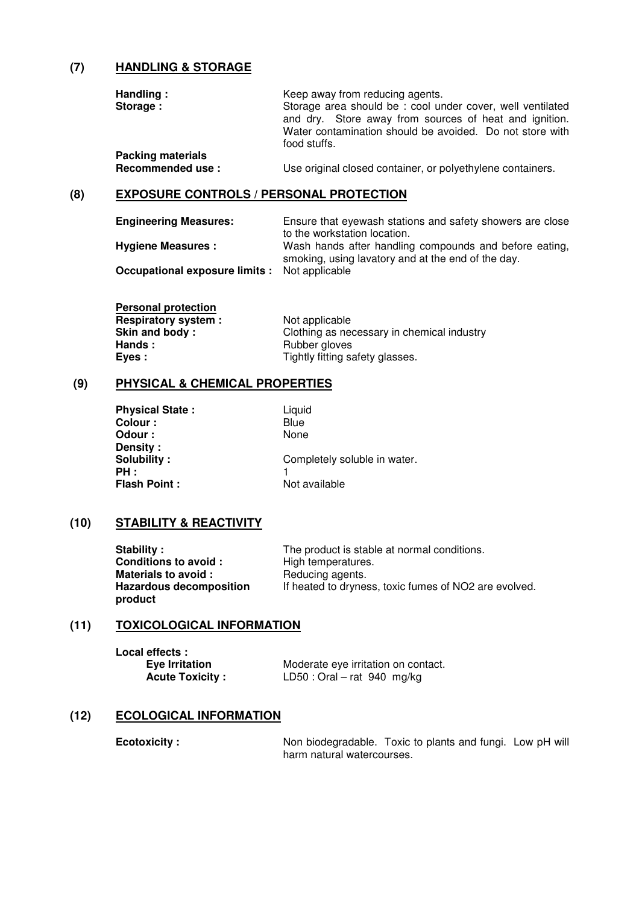## (7) HANDLING & STORAGE

**Handling :** Keep away from reducing agents.

**Storage :** Storage area should be : cool under cover, well ventilated and dry. Store away from sources of heat and ignition. Water contamination should be avoided. Do not store with food stuffs.

**Packing materials**
**Recommended use :** Use original closed container, or polyethylene containers.

## (8) EXPOSURE CONTROLS / PERSONAL PROTECTION

**Engineering Measures:** Ensure that eyewash stations and safety showers are close to the workstation location.

**Hygiene Measures :** Wash hands after handling compounds and before eating, smoking, using lavatory and at the end of the day.

**Occupational exposure limits :** Not applicable

**Personal protection**

**Respiratory system :** Not applicable
**Skin and body :** Clothing as necessary in chemical industry
**Hands :** Rubber gloves
**Eyes :** Tightly fitting safety glasses.

## (9) PHYSICAL & CHEMICAL PROPERTIES

**Physical State :** Liquid
**Colour :** Blue
**Odour :** None
**Density :**
**Solubility :** Completely soluble in water.
**PH :** 1
**Flash Point :** Not available

## (10) STABILITY & REACTIVITY

**Stability :** The product is stable at normal conditions.
**Conditions to avoid :** High temperatures.
**Materials to avoid :** Reducing agents.
**Hazardous decomposition product** If heated to dryness, toxic fumes of $NO_2$ are evolved.

## (11) TOXICOLOGICAL INFORMATION

**Local effects :**
**Eye Irritation** Moderate eye irritation on contact.
**Acute Toxicity :** LD50 : Oral – rat 940 mg/kg

## (12) ECOLOGICAL INFORMATION

**Ecotoxicity :** Non biodegradable. Toxic to plants and fungi. Low pH will harm natural watercourses.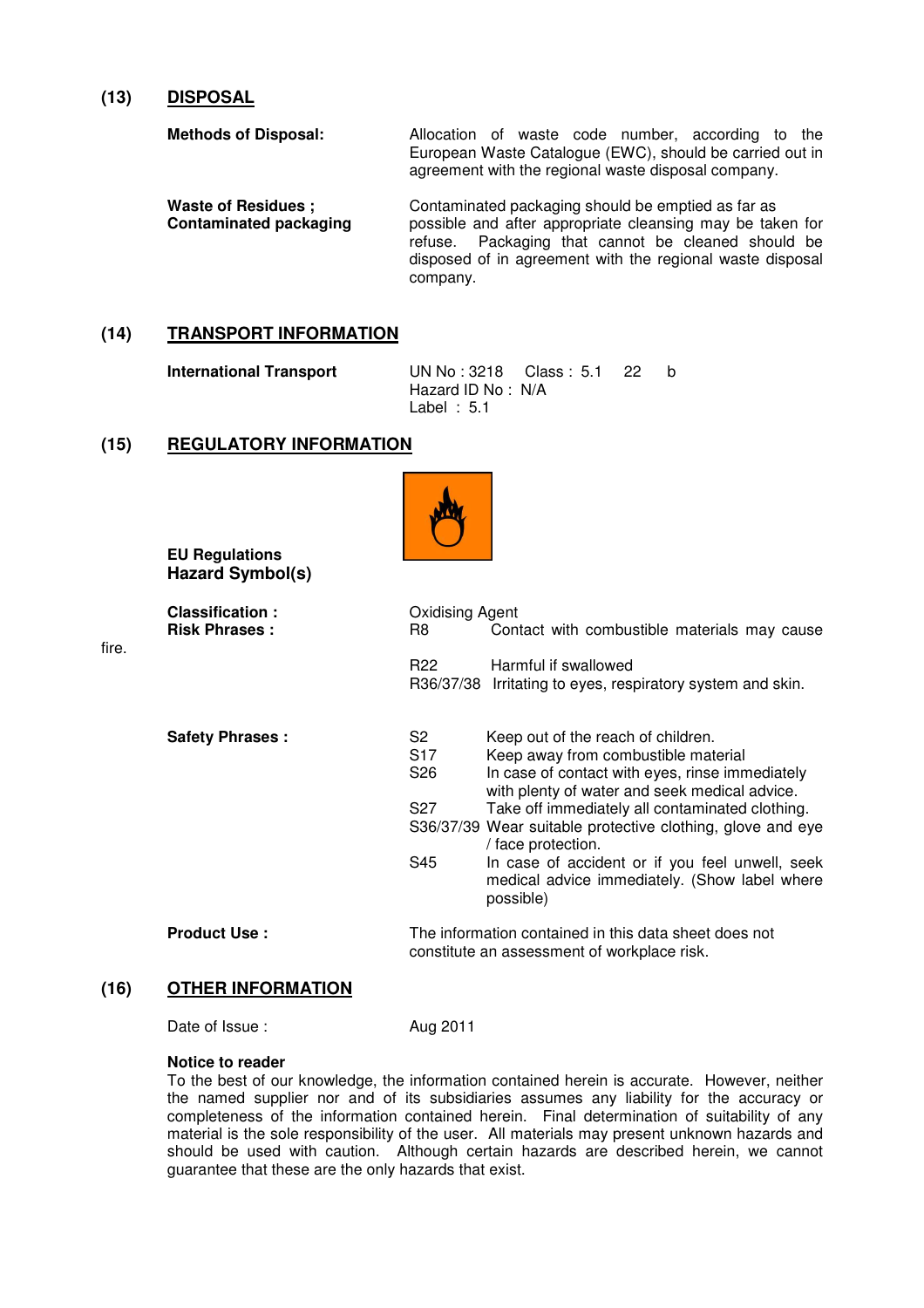## (13) DISPOSAL

| | |
|---|---|
| **Methods of Disposal:** | Allocation of waste code number, according to the European Waste Catalogue (EWC), should be carried out in agreement with the regional waste disposal company. |
| **Waste of Residues ; Contaminated packaging** | Contaminated packaging should be emptied as far as possible and after appropriate cleansing may be taken for refuse. Packaging that cannot be cleaned should be disposed of in agreement with the regional waste disposal company. |

## (14) TRANSPORT INFORMATION

**International Transport**

UN No : 3218 Class : 5.1 22 b
Hazard ID No : N/A
Label : 5.1

## (15) REGULATORY INFORMATION

**EU Regulations**
**Hazard Symbol(s)**

**Classification :** Oxidising Agent

**Risk Phrases :**

| | |
|---|---|
| R8 | Contact with combustible materials may cause fire. |
| R22 | Harmful if swallowed |
| R36/37/38 | Irritating to eyes, respiratory system and skin. |

**Safety Phrases :**

| | |
|---|---|
| S2 | Keep out of the reach of children. |
| S17 | Keep away from combustible material |
| S26 | In case of contact with eyes, rinse immediately with plenty of water and seek medical advice. |
| S27 | Take off immediately all contaminated clothing. |
| S36/37/39 | Wear suitable protective clothing, glove and eye / face protection. |
| S45 | In case of accident or if you feel unwell, seek medical advice immediately. (Show label where possible) |

**Product Use :** The information contained in this data sheet does not constitute an assessment of workplace risk.

## (16) OTHER INFORMATION

Date of Issue : Aug 2011

**Notice to reader**
To the best of our knowledge, the information contained herein is accurate. However, neither the named supplier nor and of its subsidiaries assumes any liability for the accuracy or completeness of the information contained herein. Final determination of suitability of any material is the sole responsibility of the user. All materials may present unknown hazards and should be used with caution. Although certain hazards are described herein, we cannot guarantee that these are the only hazards that exist.